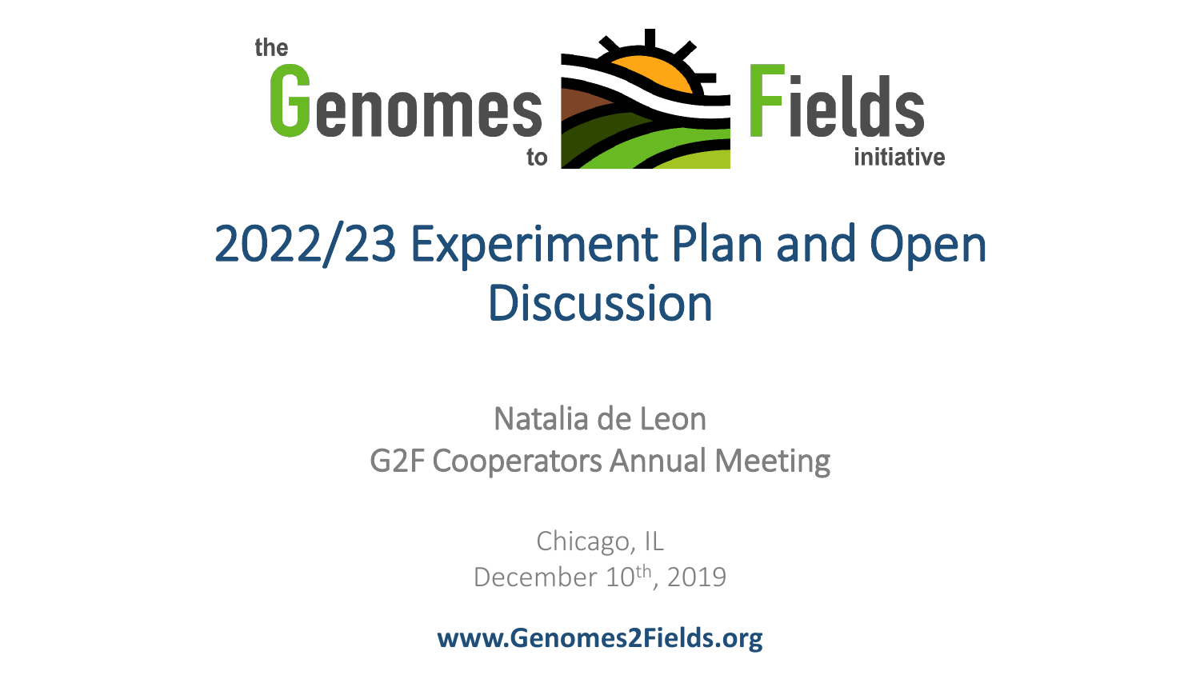the Genomes to Fields initiative

# 2022/23 Experiment Plan and Open Discussion

Natalia de Leon

G2F Cooperators Annual Meeting

Chicago, IL

December 10th, 2019

**www.Genomes2Fields.org**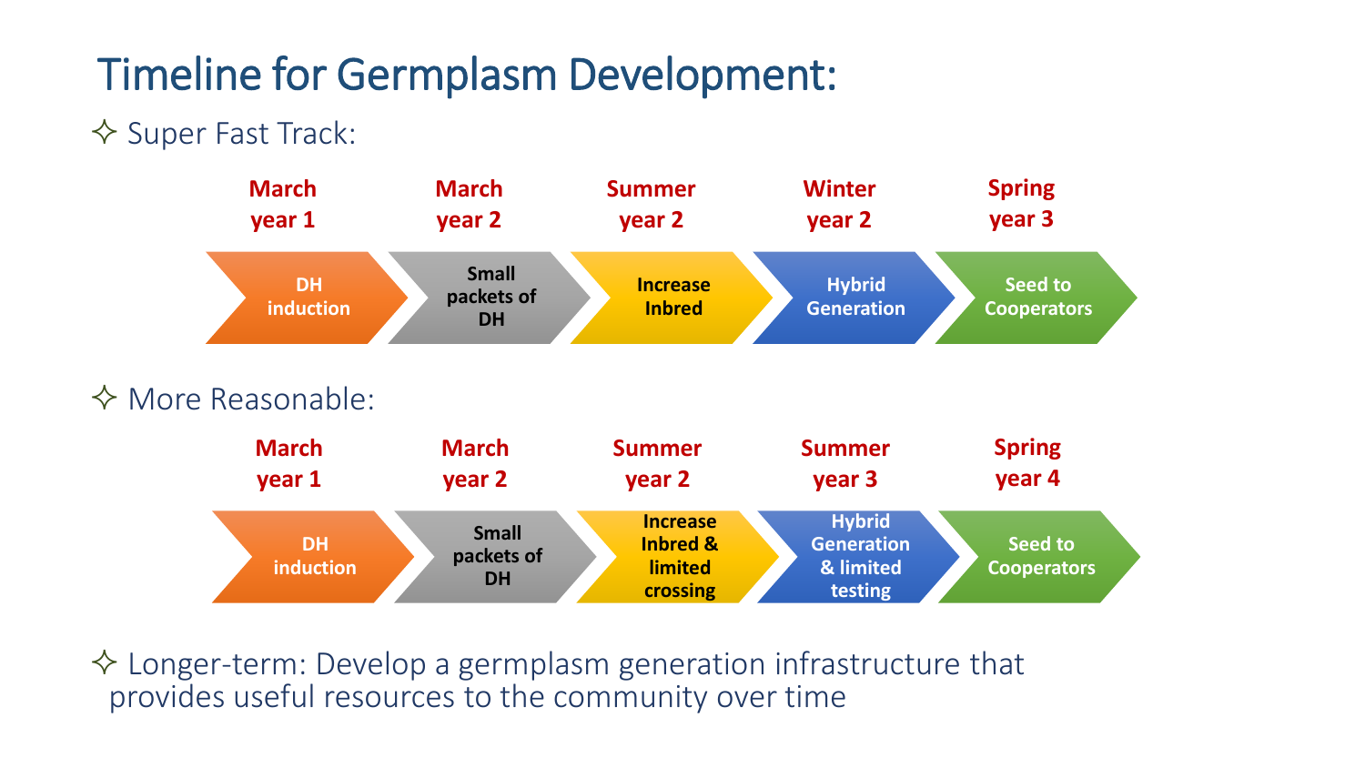# Timeline for Germplasm Development:

- Super Fast Track:

| March year 1 | March year 2 | Summer year 2 | Winter year 2 | Spring year 3 |
|---|---|---|---|---|
| DH induction | Small packets of DH | Increase Inbred | Hybrid Generation | Seed to Cooperators |

- More Reasonable:

| March year 1 | March year 2 | Summer year 2 | Summer year 3 | Spring year 4 |
|---|---|---|---|---|
| DH induction | Small packets of DH | Increase Inbred & limited crossing | Hybrid Generation & limited testing | Seed to Cooperators |

- Longer-term: Develop a germplasm generation infrastructure that provides useful resources to the community over time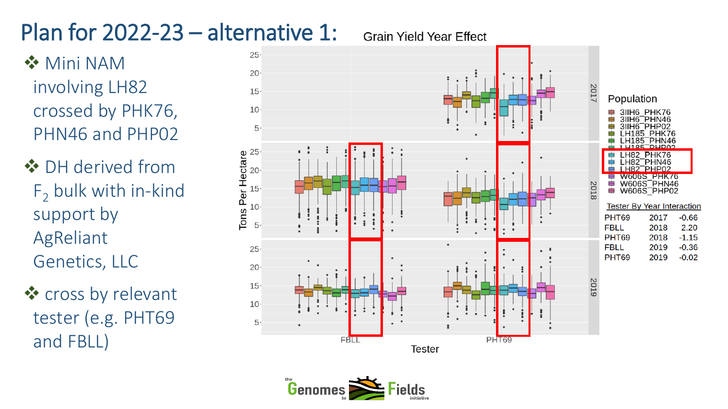# Plan for 2022-23 – alternative 1:

- Mini NAM involving LH82 crossed by PHK76, PHN46 and PHP02
- DH derived from $F_2$ bulk with in-kind support by AgReliant Genetics, LLC
- cross by relevant tester (e.g. PHT69 and FBLL)

Grain Yield Year Effect

Population: 3IIH6_PHK76, 3IIH6_PHN46, 3IIH6_PHP02, LH185_PHK76, LH185_PHN46, LH185_PHP02, LH82_PHK76, LH82_PHN46, LH82_PHP02, W606S_PHK76, W606S_PHN46, W606S_PHP02

Tester By Year Interaction

| | | |
|---|---|---|
| PHT69 | 2017 | -0.66 |
| FBLL | 2018 | 2.20 |
| PHT69 | 2018 | -1.15 |
| FBLL | 2019 | -0.36 |
| PHT69 | 2019 | -0.02 |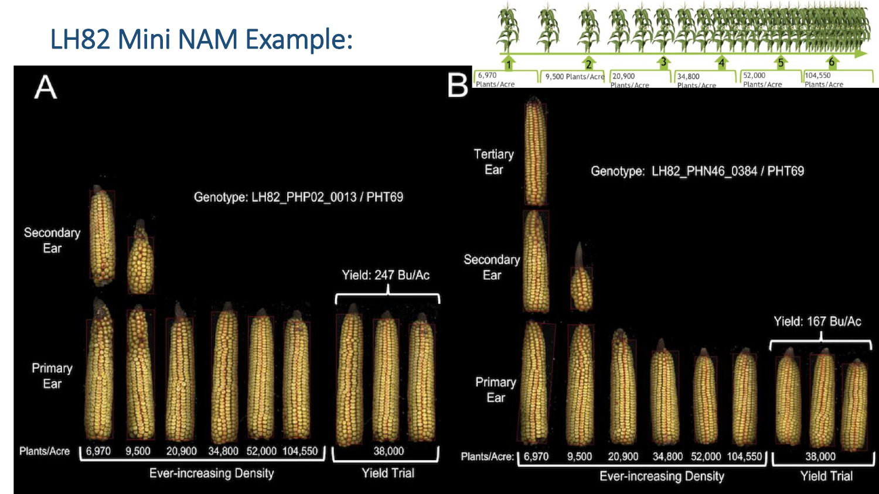# LH82 Mini NAM Example:

6,970 Plants/Acre | 9,500 Plants/Acre | 20,900 Plants/Acre | 34,800 Plants/Acre | 52,000 Plants/Acre | 104,550 Plants/Acre

**A**

Genotype: LH82_PHP02_0013 / PHT69

Secondary Ear

Primary Ear

Yield: 247 Bu/Ac

Plants/Acre: 6,970 | 9,500 | 20,900 | 34,800 | 52,000 | 104,550 — Ever-increasing Density

38,000 — Yield Trial

**B**

Genotype: LH82_PHN46_0384 / PHT69

Tertiary Ear

Secondary Ear

Primary Ear

Yield: 167 Bu/Ac

Plants/Acre: 6,970 | 9,500 | 20,900 | 34,800 | 52,000 | 104,550 — Ever-increasing Density

38,000 — Yield Trial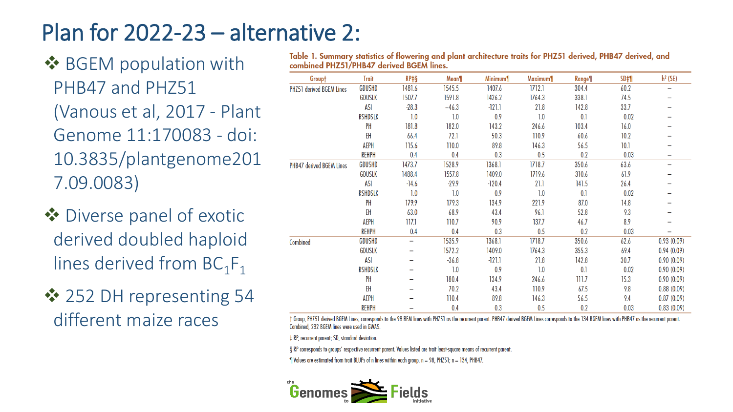# Plan for 2022-23 – alternative 2:

- BGEM population with PHB47 and PHZ51 (Vanous et al, 2017 - Plant Genome 11:170083 - doi: 10.3835/plantgenome2017.09.0083)
- Diverse panel of exotic derived doubled haploid lines derived from $BC_1F_1$
- 252 DH representing 54 different maize races

**Table 1. Summary statistics of flowering and plant architecture traits for PHZ51 derived, PHB47 derived, and combined PHZ51/PHB47 derived BGEM lines.**

| Group† | Trait | RP‡§ | Mean¶ | Minimum¶ | Maximum¶ | Range¶ | SD‡¶ | $h^2$ (SE) |
|---|---|---|---|---|---|---|---|---|
| PHZ51 derived BGEM Lines | GDUSHD | 1481.6 | 1545.5 | 1407.6 | 1712.1 | 304.4 | 60.2 | – |
| | GDUSLK | 1507.7 | 1591.8 | 1426.2 | 1764.3 | 338.1 | 74.5 | – |
| | ASI | -28.3 | −46.3 | -121.1 | 21.8 | 142.8 | 33.7 | – |
| | RSHDSLK | 1.0 | 1.0 | 0.9 | 1.0 | 0.1 | 0.02 | – |
| | PH | 181.8 | 182.0 | 143.2 | 246.6 | 103.4 | 16.0 | – |
| | EH | 66.4 | 72.1 | 50.3 | 110.9 | 60.6 | 10.2 | – |
| | AEPH | 115.6 | 110.0 | 89.8 | 146.3 | 56.5 | 10.1 | – |
| | REHPH | 0.4 | 0.4 | 0.3 | 0.5 | 0.2 | 0.03 | – |
| PHB47 derived BGEM Lines | GDUSHD | 1473.7 | 1528.9 | 1368.1 | 1718.7 | 350.6 | 63.6 | – |
| | GDUSLK | 1488.4 | 1557.8 | 1409.0 | 1719.6 | 310.6 | 61.9 | – |
| | ASI | -14.6 | -29.9 | -120.4 | 21.1 | 141.5 | 26.4 | – |
| | RSHDSLK | 1.0 | 1.0 | 0.9 | 1.0 | 0.1 | 0.02 | – |
| | PH | 179.9 | 179.3 | 134.9 | 221.9 | 87.0 | 14.8 | – |
| | EH | 63.0 | 68.9 | 43.4 | 96.1 | 52.8 | 9.3 | – |
| | AEPH | 117.1 | 110.7 | 90.9 | 137.7 | 46.7 | 8.9 | – |
| | REHPH | 0.4 | 0.4 | 0.3 | 0.5 | 0.2 | 0.03 | – |
| Combined | GDUSHD | – | 1535.9 | 1368.1 | 1718.7 | 350.6 | 62.6 | 0.93 (0.09) |
| | GDUSLK | – | 1572.2 | 1409.0 | 1764.3 | 355.3 | 69.4 | 0.94 (0.09) |
| | ASI | – | -36.8 | -121.1 | 21.8 | 142.8 | 30.7 | 0.90 (0.09) |
| | RSHDSLK | – | 1.0 | 0.9 | 1.0 | 0.1 | 0.02 | 0.90 (0.09) |
| | PH | – | 180.4 | 134.9 | 246.6 | 111.7 | 15.3 | 0.90 (0.09) |
| | EH | – | 70.2 | 43.4 | 110.9 | 67.5 | 9.8 | 0.88 (0.09) |
| | AEPH | – | 110.4 | 89.8 | 146.3 | 56.5 | 9.4 | 0.87 (0.09) |
| | REHPH | – | 0.4 | 0.3 | 0.5 | 0.2 | 0.03 | 0.83 (0.09) |

† Group, PHZ51 derived BGEM Lines, corresponds to the 98 BEM lines with PHZ51 as the recurrent parent. PHB47 derived BGEM Lines corresponds to the 134 BGEM lines with PHB47 as the recurrent parent. Combined, 232 BGEM lines were used in GWAS.

‡ RP, recurrent parent; SD, standard deviation.

§ RP corresponds to groups' respective recurrent parent. Values listed are trait least-square means of recurrent parent.

¶ Values are estimated from trait BLUPs of n lines within each group. n = 98, PHZ51; n = 134, PHB47.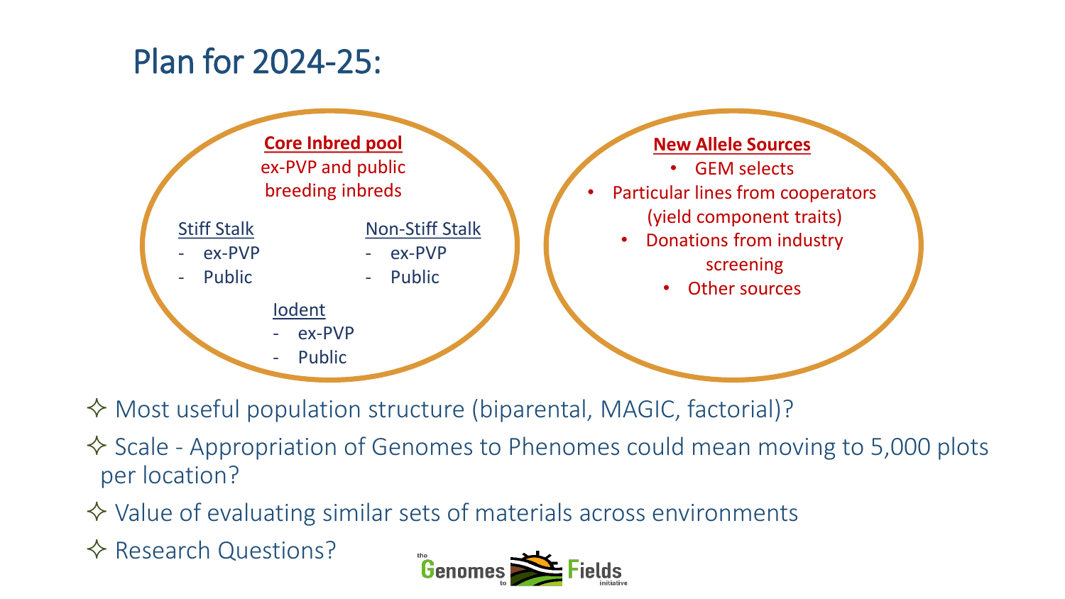# Plan for 2024-25:

**Core Inbred pool**

ex-PVP and public breeding inbreds

Stiff Stalk

- ex-PVP
- Public

Non-Stiff Stalk

- ex-PVP
- Public

Iodent

- ex-PVP
- Public

**New Allele Sources**

- GEM selects
- Particular lines from cooperators (yield component traits)
- Donations from industry screening
- Other sources

✧ Most useful population structure (biparental, MAGIC, factorial)?

✧ Scale - Appropriation of Genomes to Phenomes could mean moving to 5,000 plots per location?

✧ Value of evaluating similar sets of materials across environments

✧ Research Questions?

the Genomes to Fields initiative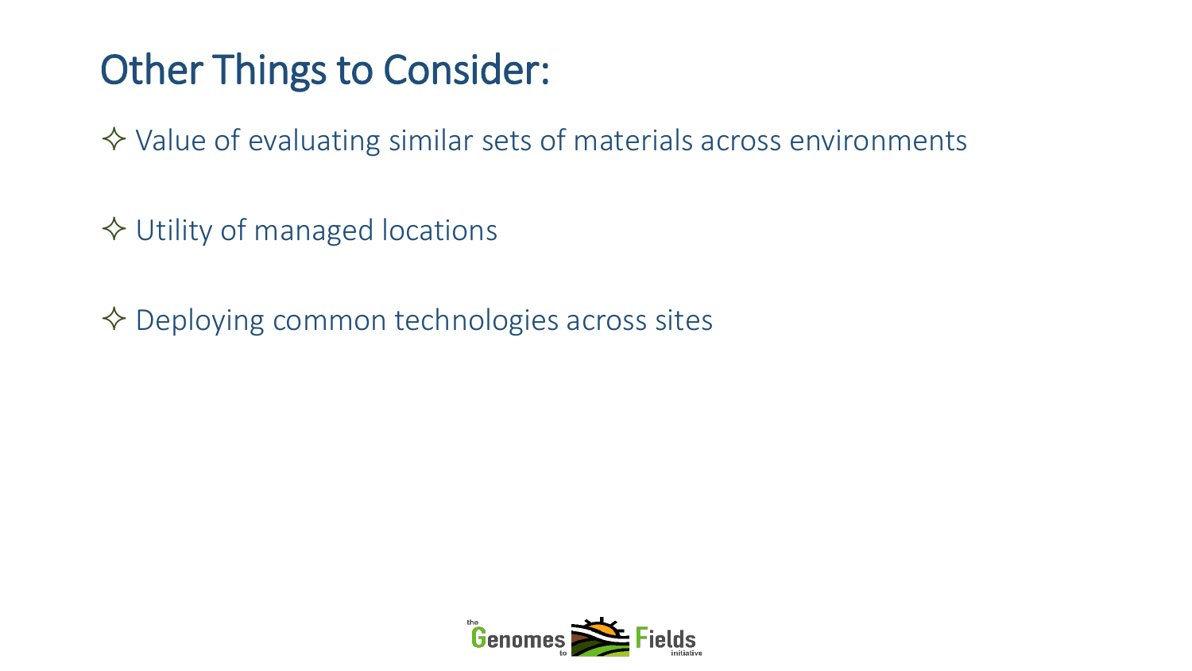# Other Things to Consider:

- Value of evaluating similar sets of materials across environments

- Utility of managed locations

- Deploying common technologies across sites